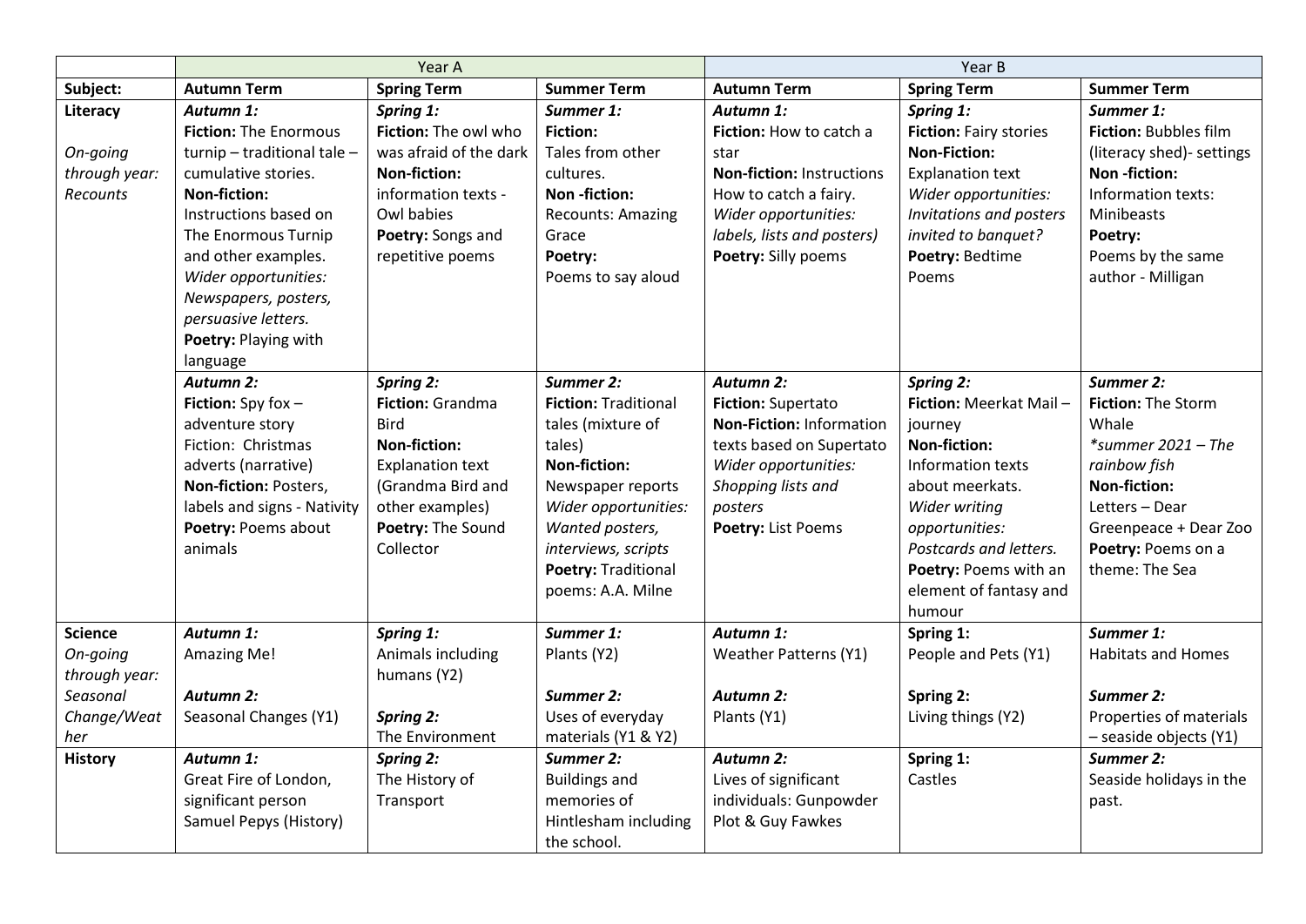| | Year A | | | Year B | | |
|---|---|---|---|---|---|---|
| **Subject:** | **Autumn Term** | **Spring Term** | **Summer Term** | **Autumn Term** | **Spring Term** | **Summer Term** |
| **Literacy**<br><br>*On-going through year: Recounts* | ***Autumn 1:***<br>**Fiction:** The Enormous turnip – traditional tale – cumulative stories.<br>**Non-fiction:** Instructions based on The Enormous Turnip and other examples.<br>*Wider opportunities: Newspapers, posters, persuasive letters.*<br>**Poetry:** Playing with language | ***Spring 1:***<br>**Fiction:** The owl who was afraid of the dark<br>**Non-fiction:** information texts - Owl babies<br>**Poetry:** Songs and repetitive poems | ***Summer 1:***<br>**Fiction:** Tales from other cultures.<br>**Non -fiction:** Recounts: Amazing Grace<br>**Poetry:** Poems to say aloud | ***Autumn 1:***<br>**Fiction:** How to catch a star<br>**Non-fiction:** Instructions How to catch a fairy.<br>*Wider opportunities: labels, lists and posters)*<br>**Poetry:** Silly poems | ***Spring 1:***<br>**Fiction:** Fairy stories<br>**Non-Fiction:** Explanation text<br>*Wider opportunities: Invitations and posters invited to banquet?*<br>**Poetry:** Bedtime Poems | ***Summer 1:***<br>**Fiction:** Bubbles film (literacy shed)- settings<br>**Non -fiction:** Information texts: Minibeasts<br>**Poetry:** Poems by the same author - Milligan |
| | ***Autumn 2:***<br>**Fiction:** Spy fox – adventure story<br>Fiction: Christmas adverts (narrative)<br>**Non-fiction:** Posters, labels and signs - Nativity<br>**Poetry:** Poems about animals | ***Spring 2:***<br>**Fiction:** Grandma Bird<br>**Non-fiction:** Explanation text (Grandma Bird and other examples)<br>**Poetry:** The Sound Collector | ***Summer 2:***<br>**Fiction:** Traditional tales (mixture of tales)<br>**Non-fiction:** Newspaper reports<br>*Wider opportunities: Wanted posters, interviews, scripts*<br>**Poetry:** Traditional poems: A.A. Milne | ***Autumn 2:***<br>**Fiction:** Supertato<br>**Non-Fiction:** Information texts based on Supertato<br>*Wider opportunities: Shopping lists and posters*<br>**Poetry:** List Poems | ***Spring 2:***<br>**Fiction:** Meerkat Mail – journey<br>**Non-fiction:** Information texts about meerkats.<br>*Wider writing opportunities: Postcards and letters.*<br>**Poetry:** Poems with an element of fantasy and humour | ***Summer 2:***<br>**Fiction:** The Storm Whale<br>*\*summer 2021 – The rainbow fish*<br>**Non-fiction:** Letters – Dear Greenpeace + Dear Zoo<br>**Poetry:** Poems on a theme: The Sea |
| **Science**<br>*On-going through year: Seasonal Change/Weather* | ***Autumn 1:***<br>Amazing Me!<br><br>***Autumn 2:***<br>Seasonal Changes (Y1) | ***Spring 1:***<br>Animals including humans (Y2)<br><br>***Spring 2:***<br>The Environment | ***Summer 1:***<br>Plants (Y2)<br><br>***Summer 2:***<br>Uses of everyday materials (Y1 & Y2) | ***Autumn 1:***<br>Weather Patterns (Y1)<br><br>***Autumn 2:***<br>Plants (Y1) | **Spring 1:**<br>People and Pets (Y1)<br><br>**Spring 2:**<br>Living things (Y2) | ***Summer 1:***<br>Habitats and Homes<br><br>***Summer 2:***<br>Properties of materials – seaside objects (Y1) |
| **History** | ***Autumn 1:***<br>Great Fire of London, significant person Samuel Pepys (History) | ***Spring 2:***<br>The History of Transport | ***Summer 2:***<br>Buildings and memories of Hintlesham including the school. | ***Autumn 2:***<br>Lives of significant individuals: Gunpowder Plot & Guy Fawkes | **Spring 1:**<br>Castles | ***Summer 2:***<br>Seaside holidays in the past. |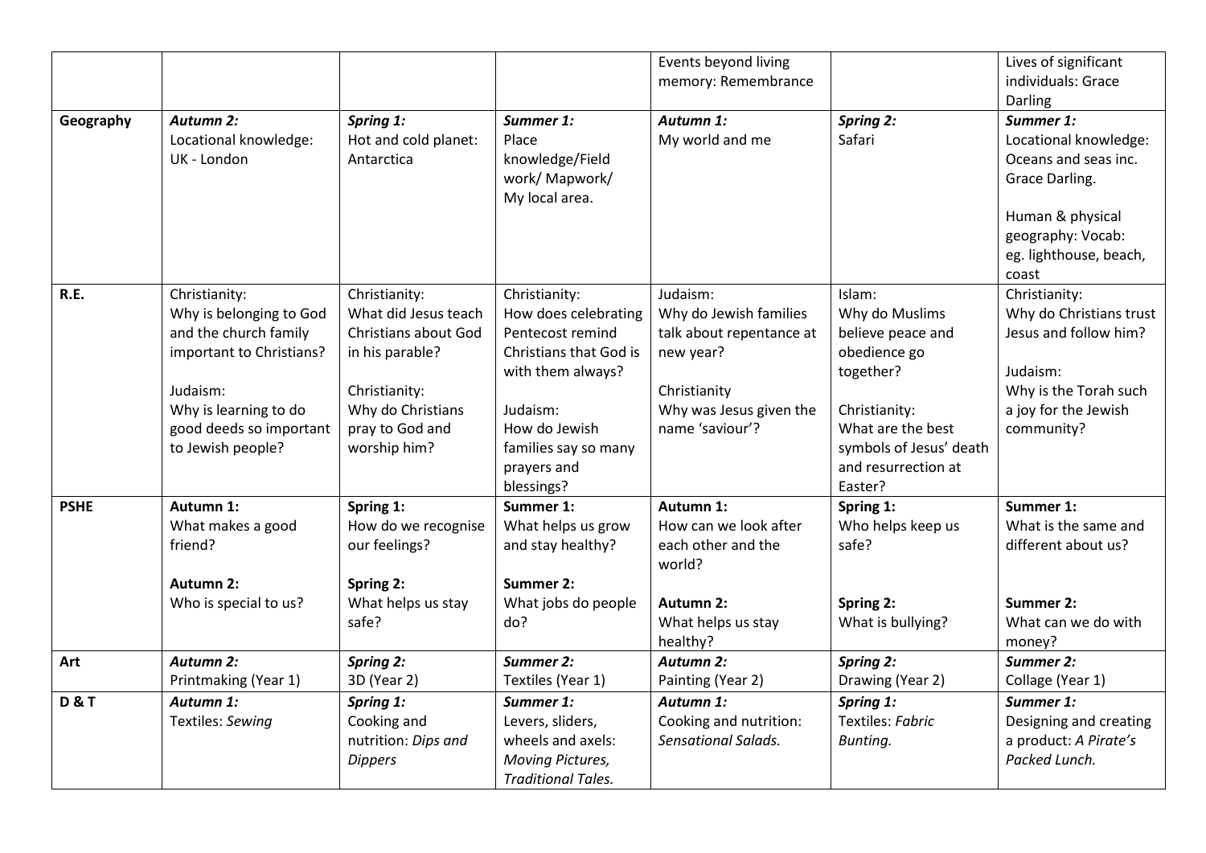| | | | | | | |
|---|---|---|---|---|---|---|
| | | | | Events beyond living memory: Remembrance | | Lives of significant individuals: Grace Darling |
| **Geography** | ***Autumn 2:***<br>Locational knowledge: UK - London | ***Spring 1:***<br>Hot and cold planet: Antarctica | ***Summer 1:***<br>Place knowledge/Field work/ Mapwork/ My local area. | ***Autumn 1:***<br>My world and me | ***Spring 2:***<br>Safari | ***Summer 1:***<br>Locational knowledge: Oceans and seas inc. Grace Darling.<br><br>Human & physical geography: Vocab: eg. lighthouse, beach, coast |
| **R.E.** | Christianity:<br>Why is belonging to God and the church family important to Christians?<br><br>Judaism:<br>Why is learning to do good deeds so important to Jewish people? | Christianity:<br>What did Jesus teach Christians about God in his parable?<br><br>Christianity:<br>Why do Christians pray to God and worship him? | Christianity:<br>How does celebrating Pentecost remind Christians that God is with them always?<br><br>Judaism:<br>How do Jewish families say so many prayers and blessings? | Judaism:<br>Why do Jewish families talk about repentance at new year?<br><br>Christianity<br>Why was Jesus given the name 'saviour'? | Islam:<br>Why do Muslims believe peace and obedience go together?<br><br>Christianity:<br>What are the best symbols of Jesus' death and resurrection at Easter? | Christianity:<br>Why do Christians trust Jesus and follow him?<br><br>Judaism:<br>Why is the Torah such a joy for the Jewish community? |
| **PSHE** | **Autumn 1:**<br>What makes a good friend?<br><br>**Autumn 2:**<br>Who is special to us? | **Spring 1:**<br>How do we recognise our feelings?<br><br>**Spring 2:**<br>What helps us stay safe? | **Summer 1:**<br>What helps us grow and stay healthy?<br><br>**Summer 2:**<br>What jobs do people do? | **Autumn 1:**<br>How can we look after each other and the world?<br><br>**Autumn 2:**<br>What helps us stay healthy? | **Spring 1:**<br>Who helps keep us safe?<br><br>**Spring 2:**<br>What is bullying? | **Summer 1:**<br>What is the same and different about us?<br><br>**Summer 2:**<br>What can we do with money? |
| **Art** | ***Autumn 2:***<br>Printmaking (Year 1) | ***Spring 2:***<br>3D (Year 2) | ***Summer 2:***<br>Textiles (Year 1) | ***Autumn 2:***<br>Painting (Year 2) | ***Spring 2:***<br>Drawing (Year 2) | ***Summer 2:***<br>Collage (Year 1) |
| **D & T** | ***Autumn 1:***<br>Textiles: *Sewing* | ***Spring 1:***<br>Cooking and nutrition: *Dips and Dippers* | ***Summer 1:***<br>Levers, sliders, wheels and axels: *Moving Pictures, Traditional Tales.* | ***Autumn 1:***<br>Cooking and nutrition: *Sensational Salads.* | ***Spring 1:***<br>Textiles: *Fabric Bunting.* | ***Summer 1:***<br>Designing and creating a product: *A Pirate's Packed Lunch.* |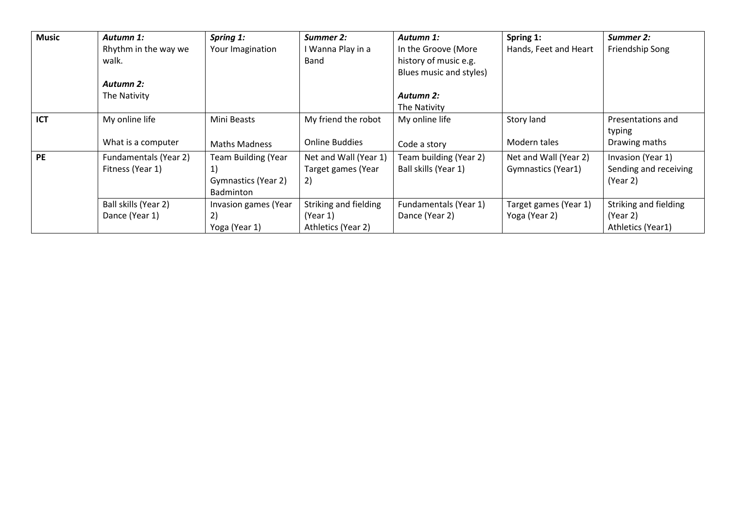| | | | | | | |
|---|---|---|---|---|---|---|
| **Music** | ***Autumn 1:*** Rhythm in the way we walk.<br><br>***Autumn 2:*** The Nativity | ***Spring 1:*** Your Imagination | ***Summer 2:*** I Wanna Play in a Band | ***Autumn 1:*** In the Groove (More history of music e.g. Blues music and styles)<br><br>***Autumn 2:*** The Nativity | **Spring 1:** Hands, Feet and Heart | ***Summer 2:*** Friendship Song |
| **ICT** | My online life<br><br>What is a computer | Mini Beasts<br><br>Maths Madness | My friend the robot<br><br>Online Buddies | My online life<br><br>Code a story | Story land<br><br>Modern tales | Presentations and typing<br>Drawing maths |
| **PE** | Fundamentals (Year 2)<br>Fitness (Year 1) | Team Building (Year 1)<br>Gymnastics (Year 2)<br>Badminton | Net and Wall (Year 1)<br>Target games (Year 2) | Team building (Year 2)<br>Ball skills (Year 1) | Net and Wall (Year 2)<br>Gymnastics (Year1) | Invasion (Year 1)<br>Sending and receiving (Year 2) |
| | Ball skills (Year 2)<br>Dance (Year 1) | Invasion games (Year 2)<br>Yoga (Year 1) | Striking and fielding (Year 1)<br>Athletics (Year 2) | Fundamentals (Year 1)<br>Dance (Year 2) | Target games (Year 1)<br>Yoga (Year 2) | Striking and fielding (Year 2)<br>Athletics (Year1) |